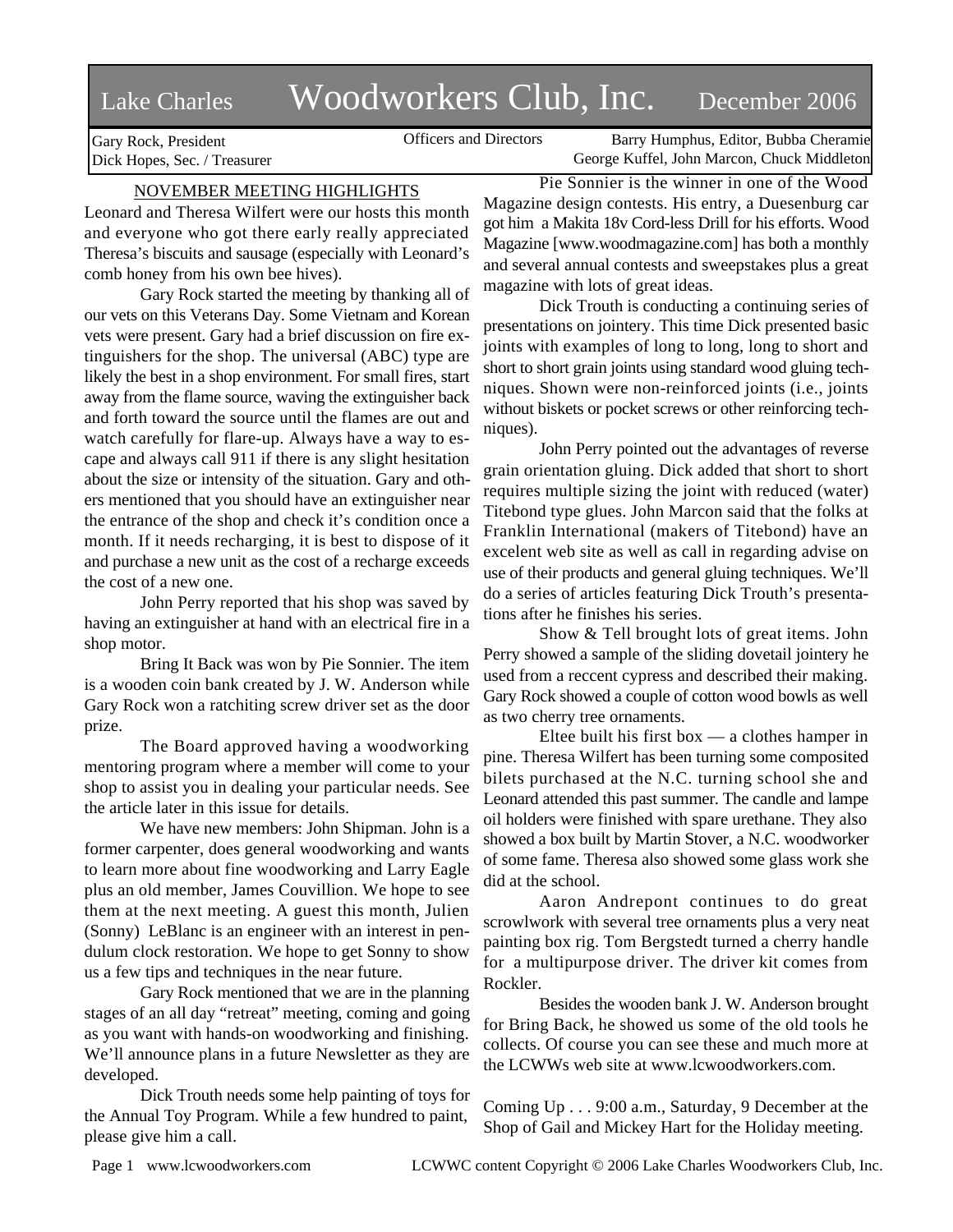# Lake Charles Woodworkers Club, Inc. December 2006

Gary Rock, President
Dick Hopes, Sec. / Treasurer

Officers and Directors

Barry Humphus, Editor, Bubba Cheramie
George Kuffel, John Marcon, Chuck Middleton

## NOVEMBER MEETING HIGHLIGHTS

Leonard and Theresa Wilfert were our hosts this month and everyone who got there early really appreciated Theresa's biscuits and sausage (especially with Leonard's comb honey from his own bee hives).

Gary Rock started the meeting by thanking all of our vets on this Veterans Day. Some Vietnam and Korean vets were present. Gary had a brief discussion on fire extinguishers for the shop. The universal (ABC) type are likely the best in a shop environment. For small fires, start away from the flame source, waving the extinguisher back and forth toward the source until the flames are out and watch carefully for flare-up. Always have a way to escape and always call 911 if there is any slight hesitation about the size or intensity of the situation. Gary and others mentioned that you should have an extinguisher near the entrance of the shop and check it's condition once a month. If it needs recharging, it is best to dispose of it and purchase a new unit as the cost of a recharge exceeds the cost of a new one.

John Perry reported that his shop was saved by having an extinguisher at hand with an electrical fire in a shop motor.

Bring It Back was won by Pie Sonnier. The item is a wooden coin bank created by J. W. Anderson while Gary Rock won a ratchiting screw driver set as the door prize.

The Board approved having a woodworking mentoring program where a member will come to your shop to assist you in dealing your particular needs. See the article later in this issue for details.

We have new members: John Shipman. John is a former carpenter, does general woodworking and wants to learn more about fine woodworking and Larry Eagle plus an old member, James Couvillion. We hope to see them at the next meeting. A guest this month, Julien (Sonny) LeBlanc is an engineer with an interest in pendulum clock restoration. We hope to get Sonny to show us a few tips and techniques in the near future.

Gary Rock mentioned that we are in the planning stages of an all day "retreat" meeting, coming and going as you want with hands-on woodworking and finishing. We'll announce plans in a future Newsletter as they are developed.

Dick Trouth needs some help painting of toys for the Annual Toy Program. While a few hundred to paint, please give him a call.

Pie Sonnier is the winner in one of the Wood Magazine design contests. His entry, a Duesenburg car got him a Makita 18v Cord-less Drill for his efforts. Wood Magazine [www.woodmagazine.com] has both a monthly and several annual contests and sweepstakes plus a great magazine with lots of great ideas.

Dick Trouth is conducting a continuing series of presentations on jointery. This time Dick presented basic joints with examples of long to long, long to short and short to short grain joints using standard wood gluing techniques. Shown were non-reinforced joints (i.e., joints without biskets or pocket screws or other reinforcing techniques).

John Perry pointed out the advantages of reverse grain orientation gluing. Dick added that short to short requires multiple sizing the joint with reduced (water) Titebond type glues. John Marcon said that the folks at Franklin International (makers of Titebond) have an excelent web site as well as call in regarding advise on use of their products and general gluing techniques. We'll do a series of articles featuring Dick Trouth's presentations after he finishes his series.

Show & Tell brought lots of great items. John Perry showed a sample of the sliding dovetail jointery he used from a reccent cypress and described their making. Gary Rock showed a couple of cotton wood bowls as well as two cherry tree ornaments.

Eltee built his first box — a clothes hamper in pine. Theresa Wilfert has been turning some composited bilets purchased at the N.C. turning school she and Leonard attended this past summer. The candle and lampe oil holders were finished with spare urethane. They also showed a box built by Martin Stover, a N.C. woodworker of some fame. Theresa also showed some glass work she did at the school.

Aaron Andrepont continues to do great scrowlwork with several tree ornaments plus a very neat painting box rig. Tom Bergstedt turned a cherry handle for a multipurpose driver. The driver kit comes from Rockler.

Besides the wooden bank J. W. Anderson brought for Bring Back, he showed us some of the old tools he collects. Of course you can see these and much more at the LCWWs web site at www.lcwoodworkers.com.

Coming Up . . . 9:00 a.m., Saturday, 9 December at the Shop of Gail and Mickey Hart for the Holiday meeting.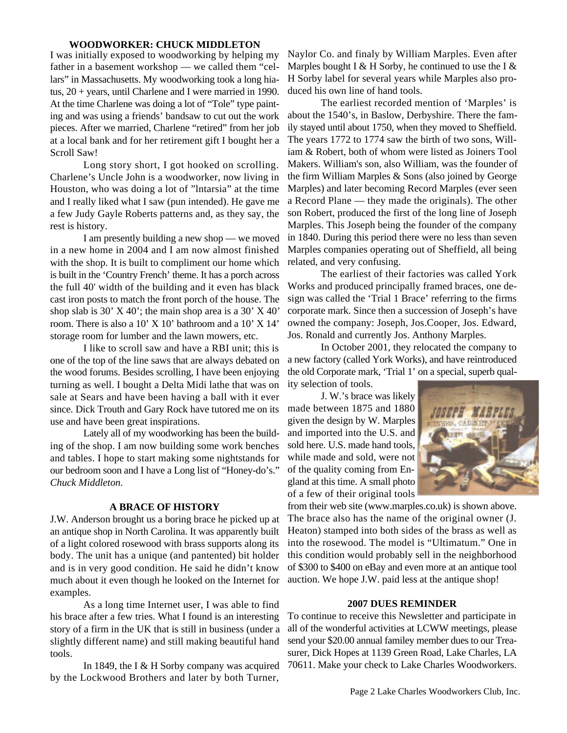### WOODWORKER: CHUCK MIDDLETON

I was initially exposed to woodworking by helping my father in a basement workshop — we called them "cellars" in Massachusetts. My woodworking took a long hiatus, 20 + years, until Charlene and I were married in 1990. At the time Charlene was doing a lot of "Tole" type painting and was using a friends' bandsaw to cut out the work pieces. After we married, Charlene "retired" from her job at a local bank and for her retirement gift I bought her a Scroll Saw!

Long story short, I got hooked on scrolling. Charlene's Uncle John is a woodworker, now living in Houston, who was doing a lot of "lntarsia" at the time and I really liked what I saw (pun intended). He gave me a few Judy Gayle Roberts patterns and, as they say, the rest is history.

I am presently building a new shop — we moved in a new home in 2004 and I am now almost finished with the shop. It is built to compliment our home which is built in the 'Country French' theme. It has a porch across the full 40' width of the building and it even has black cast iron posts to match the front porch of the house. The shop slab is 30' X 40'; the main shop area is a 30' X 40' room. There is also a 10' X 10' bathroom and a 10' X 14' storage room for lumber and the lawn mowers, etc.

I like to scroll saw and have a RBI unit; this is one of the top of the line saws that are always debated on the wood forums. Besides scrolling, I have been enjoying turning as well. I bought a Delta Midi lathe that was on sale at Sears and have been having a ball with it ever since. Dick Trouth and Gary Rock have tutored me on its use and have been great inspirations.

Lately all of my woodworking has been the building of the shop. I am now building some work benches and tables. I hope to start making some nightstands for our bedroom soon and I have a Long list of "Honey-do's." *Chuck Middleton*.

### A BRACE OF HISTORY

J.W. Anderson brought us a boring brace he picked up at an antique shop in North Carolina. It was apparently built of a light colored rosewood with brass supports along its body. The unit has a unique (and pantented) bit holder and is in very good condition. He said he didn't know much about it even though he looked on the Internet for examples.

As a long time Internet user, I was able to find his brace after a few tries. What I found is an interesting story of a firm in the UK that is still in business (under a slightly different name) and still making beautiful hand tools.

In 1849, the I & H Sorby company was acquired by the Lockwood Brothers and later by both Turner, Naylor Co. and finaly by William Marples. Even after Marples bought I & H Sorby, he continued to use the I & H Sorby label for several years while Marples also produced his own line of hand tools.

The earliest recorded mention of 'Marples' is about the 1540's, in Baslow, Derbyshire. There the family stayed until about 1750, when they moved to Sheffield. The years 1772 to 1774 saw the birth of two sons, William & Robert, both of whom were listed as Joiners Tool Makers. William's son, also William, was the founder of the firm William Marples & Sons (also joined by George Marples) and later becoming Record Marples (ever seen a Record Plane — they made the originals). The other son Robert, produced the first of the long line of Joseph Marples. This Joseph being the founder of the company in 1840. During this period there were no less than seven Marples companies operating out of Sheffield, all being related, and very confusing.

The earliest of their factories was called York Works and produced principally framed braces, one design was called the 'Trial 1 Brace' referring to the firms corporate mark. Since then a succession of Joseph's have owned the company: Joseph, Jos.Cooper, Jos. Edward, Jos. Ronald and currently Jos. Anthony Marples.

In October 2001, they relocated the company to a new factory (called York Works), and have reintroduced the old Corporate mark, 'Trial 1' on a special, superb quality selection of tools.

J. W.'s brace was likely made between 1875 and 1880 given the design by W. Marples and imported into the U.S. and sold here. U.S. made hand tools, while made and sold, were not of the quality coming from England at this time. A small photo of a few of their original tools from their web site (www.marples.co.uk) is shown above. The brace also has the name of the original owner (J. Heaton) stamped into both sides of the brass as well as into the rosewood. The model is "Ultimatum." One in this condition would probably sell in the neighborhood of $300 to $400 on eBay and even more at an antique tool auction. We hope J.W. paid less at the antique shop!

### 2007 DUES REMINDER

To continue to receive this Newsletter and participate in all of the wonderful activities at LCWW meetings, please send your $20.00 annual familey member dues to our Treasurer, Dick Hopes at 1139 Green Road, Lake Charles, LA 70611. Make your check to Lake Charles Woodworkers.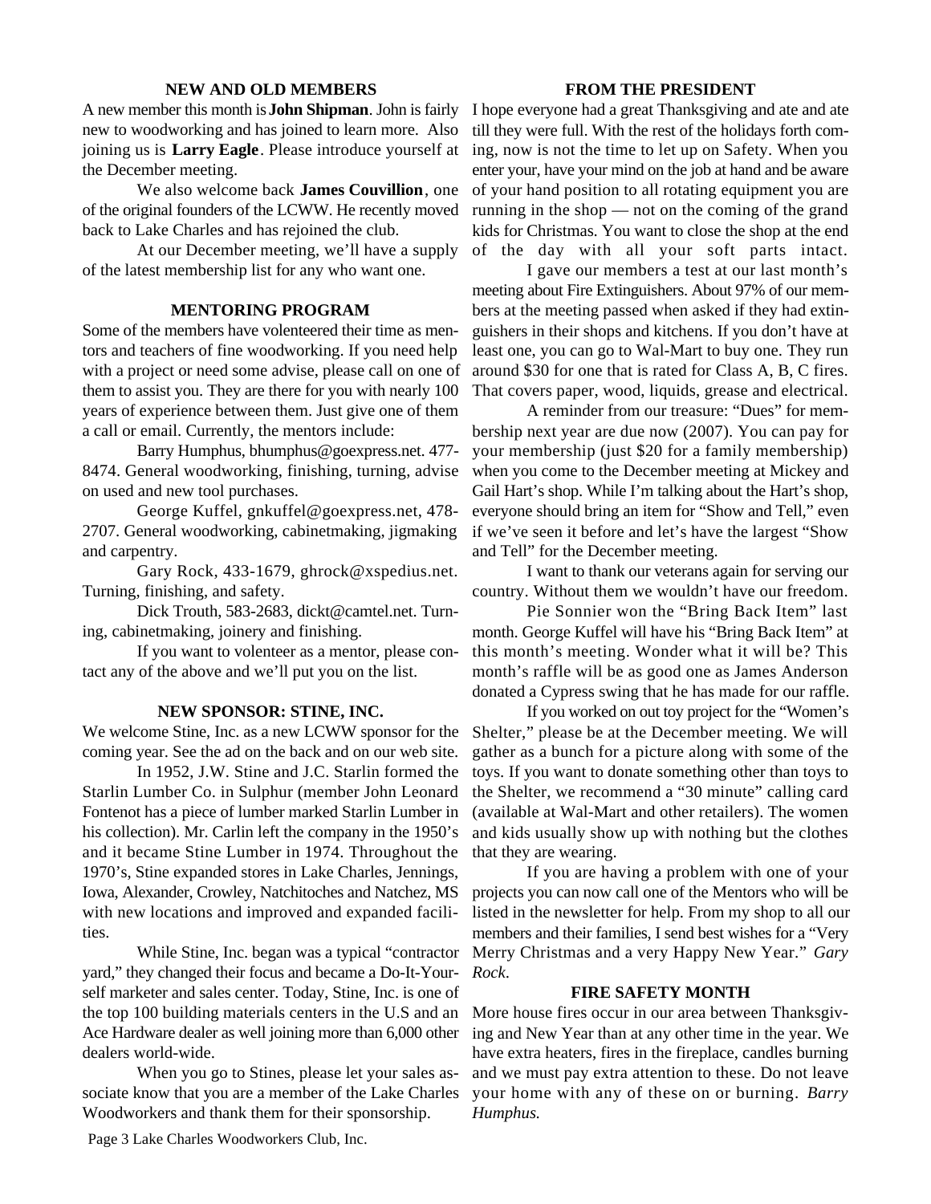## NEW AND OLD MEMBERS

A new member this month is **John Shipman**. John is fairly new to woodworking and has joined to learn more. Also joining us is **Larry Eagle**. Please introduce yourself at the December meeting.

We also welcome back **James Couvillion**, one of the original founders of the LCWW. He recently moved back to Lake Charles and has rejoined the club.

At our December meeting, we'll have a supply of the latest membership list for any who want one.

## MENTORING PROGRAM

Some of the members have volenteered their time as mentors and teachers of fine woodworking. If you need help with a project or need some advise, please call on one of them to assist you. They are there for you with nearly 100 years of experience between them. Just give one of them a call or email. Currently, the mentors include:

Barry Humphus, bhumphus@goexpress.net. 477-8474. General woodworking, finishing, turning, advise on used and new tool purchases.

George Kuffel, gnkuffel@goexpress.net, 478-2707. General woodworking, cabinetmaking, jigmaking and carpentry.

Gary Rock, 433-1679, ghrock@xspedius.net. Turning, finishing, and safety.

Dick Trouth, 583-2683, dickt@camtel.net. Turning, cabinetmaking, joinery and finishing.

If you want to volenteer as a mentor, please contact any of the above and we'll put you on the list.

## NEW SPONSOR: STINE, INC.

We welcome Stine, Inc. as a new LCWW sponsor for the coming year. See the ad on the back and on our web site.

In 1952, J.W. Stine and J.C. Starlin formed the Starlin Lumber Co. in Sulphur (member John Leonard Fontenot has a piece of lumber marked Starlin Lumber in his collection). Mr. Carlin left the company in the 1950's and it became Stine Lumber in 1974. Throughout the 1970's, Stine expanded stores in Lake Charles, Jennings, Iowa, Alexander, Crowley, Natchitoches and Natchez, MS with new locations and improved and expanded facilities.

While Stine, Inc. began was a typical "contractor yard," they changed their focus and became a Do-It-Yourself marketer and sales center. Today, Stine, Inc. is one of the top 100 building materials centers in the U.S and an Ace Hardware dealer as well joining more than 6,000 other dealers world-wide.

When you go to Stines, please let your sales associate know that you are a member of the Lake Charles Woodworkers and thank them for their sponsorship.

## FROM THE PRESIDENT

I hope everyone had a great Thanksgiving and ate and ate till they were full. With the rest of the holidays forth coming, now is not the time to let up on Safety. When you enter your, have your mind on the job at hand and be aware of your hand position to all rotating equipment you are running in the shop — not on the coming of the grand kids for Christmas. You want to close the shop at the end of the day with all your soft parts intact.

I gave our members a test at our last month's meeting about Fire Extinguishers. About 97% of our members at the meeting passed when asked if they had extinguishers in their shops and kitchens. If you don't have at least one, you can go to Wal-Mart to buy one. They run around $30 for one that is rated for Class A, B, C fires. That covers paper, wood, liquids, grease and electrical.

A reminder from our treasure: "Dues" for membership next year are due now (2007). You can pay for your membership (just $20 for a family membership) when you come to the December meeting at Mickey and Gail Hart's shop. While I'm talking about the Hart's shop, everyone should bring an item for "Show and Tell," even if we've seen it before and let's have the largest "Show and Tell" for the December meeting.

I want to thank our veterans again for serving our country. Without them we wouldn't have our freedom.

Pie Sonnier won the "Bring Back Item" last month. George Kuffel will have his "Bring Back Item" at this month's meeting. Wonder what it will be? This month's raffle will be as good one as James Anderson donated a Cypress swing that he has made for our raffle.

If you worked on out toy project for the "Women's Shelter," please be at the December meeting. We will gather as a bunch for a picture along with some of the toys. If you want to donate something other than toys to the Shelter, we recommend a "30 minute" calling card (available at Wal-Mart and other retailers). The women and kids usually show up with nothing but the clothes that they are wearing.

If you are having a problem with one of your projects you can now call one of the Mentors who will be listed in the newsletter for help. From my shop to all our members and their families, I send best wishes for a "Very Merry Christmas and a very Happy New Year." *Gary Rock.*

## FIRE SAFETY MONTH

More house fires occur in our area between Thanksgiving and New Year than at any other time in the year. We have extra heaters, fires in the fireplace, candles burning and we must pay extra attention to these. Do not leave your home with any of these on or burning. *Barry Humphus.*